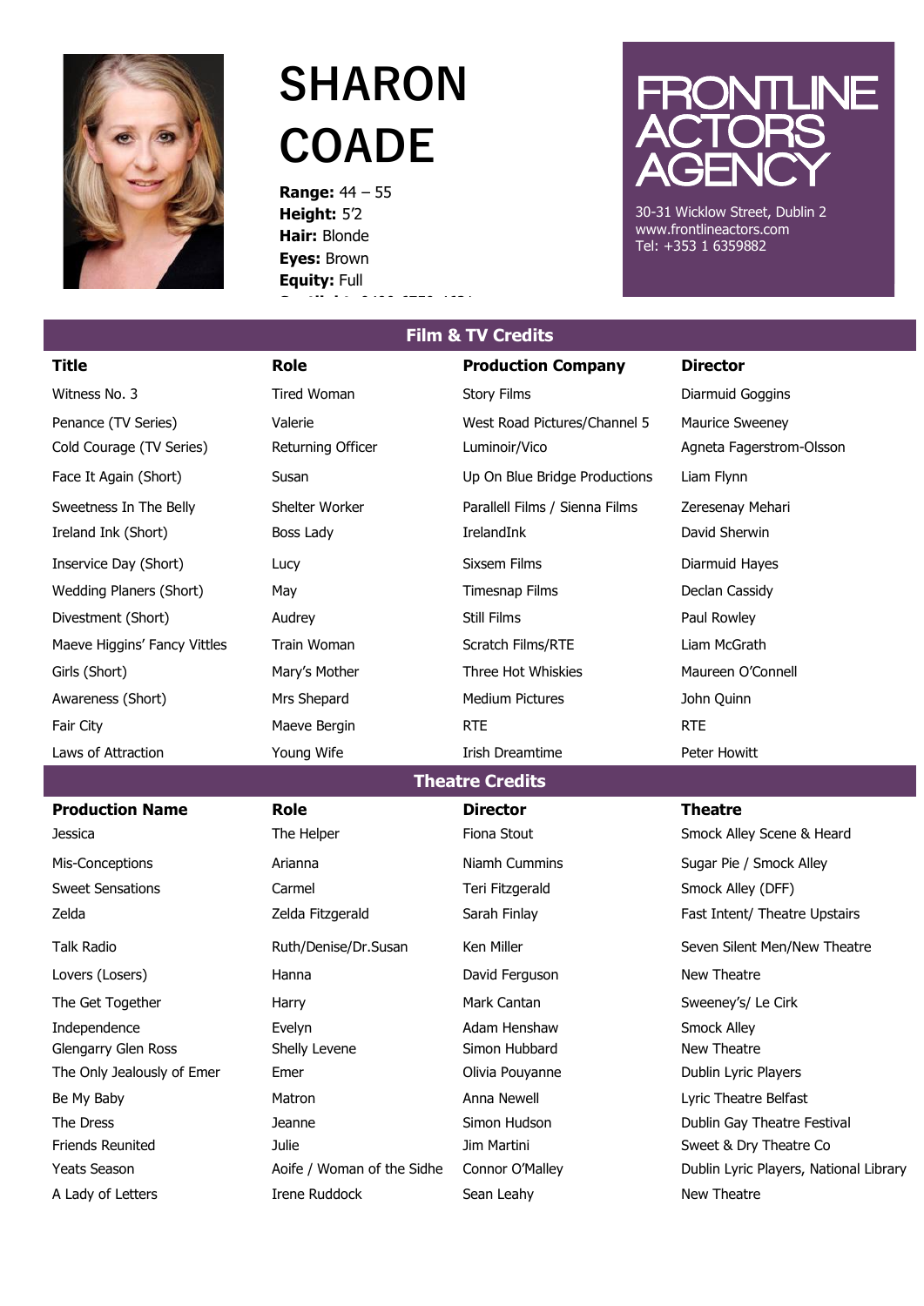# SHARON COADE

**Range:** 44 – 55
**Height:** 5'2
**Hair:** Blonde
**Eyes:** Brown
**Equity:** Full

FRONTLINE ACTORS AGENCY
30-31 Wicklow Street, Dublin 2
www.frontlineactors.com
Tel: +353 1 6359882

## Film & TV Credits

| Title | Role | Production Company | Director |
|---|---|---|---|
| Witness No. 3 | Tired Woman | Story Films | Diarmuid Goggins |
| Penance (TV Series) | Valerie | West Road Pictures/Channel 5 | Maurice Sweeney |
| Cold Courage (TV Series) | Returning Officer | Luminoir/Vico | Agneta Fagerstrom-Olsson |
| Face It Again (Short) | Susan | Up On Blue Bridge Productions | Liam Flynn |
| Sweetness In The Belly | Shelter Worker | Parallell Films / Sienna Films | Zeresenay Mehari |
| Ireland Ink (Short) | Boss Lady | IrelandInk | David Sherwin |
| Inservice Day (Short) | Lucy | Sixsem Films | Diarmuid Hayes |
| Wedding Planers (Short) | May | Timesnap Films | Declan Cassidy |
| Divestment (Short) | Audrey | Still Films | Paul Rowley |
| Maeve Higgins' Fancy Vittles | Train Woman | Scratch Films/RTE | Liam McGrath |
| Girls (Short) | Mary's Mother | Three Hot Whiskies | Maureen O'Connell |
| Awareness (Short) | Mrs Shepard | Medium Pictures | John Quinn |
| Fair City | Maeve Bergin | RTE | RTE |
| Laws of Attraction | Young Wife | Irish Dreamtime | Peter Howitt |

## Theatre Credits

| Production Name | Role | Director | Theatre |
|---|---|---|---|
| Jessica | The Helper | Fiona Stout | Smock Alley Scene & Heard |
| Mis-Conceptions | Arianna | Niamh Cummins | Sugar Pie / Smock Alley |
| Sweet Sensations | Carmel | Teri Fitzgerald | Smock Alley (DFF) |
| Zelda | Zelda Fitzgerald | Sarah Finlay | Fast Intent/ Theatre Upstairs |
| Talk Radio | Ruth/Denise/Dr.Susan | Ken Miller | Seven Silent Men/New Theatre |
| Lovers (Losers) | Hanna | David Ferguson | New Theatre |
| The Get Together | Harry | Mark Cantan | Sweeney's/ Le Cirk |
| Independence | Evelyn | Adam Henshaw | Smock Alley |
| Glengarry Glen Ross | Shelly Levene | Simon Hubbard | New Theatre |
| The Only Jealously of Emer | Emer | Olivia Pouyanne | Dublin Lyric Players |
| Be My Baby | Matron | Anna Newell | Lyric Theatre Belfast |
| The Dress | Jeanne | Simon Hudson | Dublin Gay Theatre Festival |
| Friends Reunited | Julie | Jim Martini | Sweet & Dry Theatre Co |
| Yeats Season | Aoife / Woman of the Sidhe | Connor O'Malley | Dublin Lyric Players, National Library |
| A Lady of Letters | Irene Ruddock | Sean Leahy | New Theatre |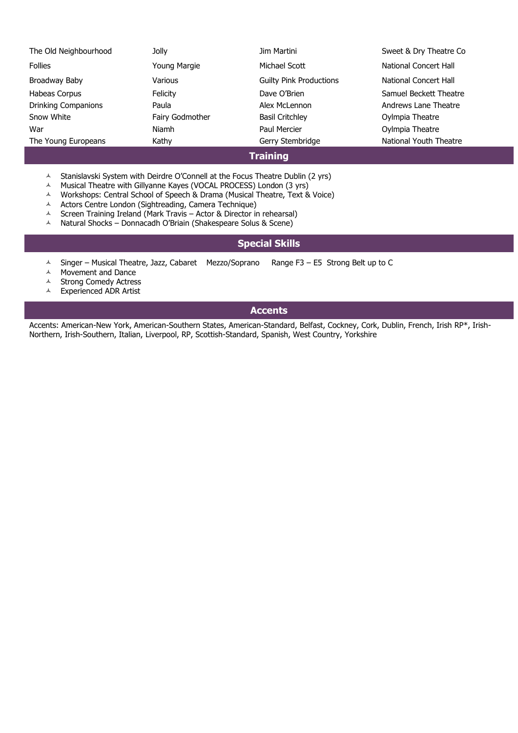| | | | |
|---|---|---|---|
| The Old Neighbourhood | Jolly | Jim Martini | Sweet & Dry Theatre Co |
| Follies | Young Margie | Michael Scott | National Concert Hall |
| Broadway Baby | Various | Guilty Pink Productions | National Concert Hall |
| Habeas Corpus | Felicity | Dave O'Brien | Samuel Beckett Theatre |
| Drinking Companions | Paula | Alex McLennon | Andrews Lane Theatre |
| Snow White | Fairy Godmother | Basil Critchley | Oylmpia Theatre |
| War | Niamh | Paul Mercier | Oylmpia Theatre |
| The Young Europeans | Kathy | Gerry Stembridge | National Youth Theatre |

## Training

- Stanislavski System with Deirdre O'Connell at the Focus Theatre Dublin (2 yrs)
- Musical Theatre with Gillyanne Kayes (VOCAL PROCESS) London (3 yrs)
- Workshops: Central School of Speech & Drama (Musical Theatre, Text & Voice)
- Actors Centre London (Sightreading, Camera Technique)
- Screen Training Ireland (Mark Travis – Actor & Director in rehearsal)
- Natural Shocks – Donnacadh O'Briain (Shakespeare Solus & Scene)

## Special Skills

- Singer – Musical Theatre, Jazz, Cabaret Mezzo/Soprano Range F3 – E5 Strong Belt up to C
- Movement and Dance
- Strong Comedy Actress
- Experienced ADR Artist

## Accents

Accents: American-New York, American-Southern States, American-Standard, Belfast, Cockney, Cork, Dublin, French, Irish RP*, Irish-Northern, Irish-Southern, Italian, Liverpool, RP, Scottish-Standard, Spanish, West Country, Yorkshire